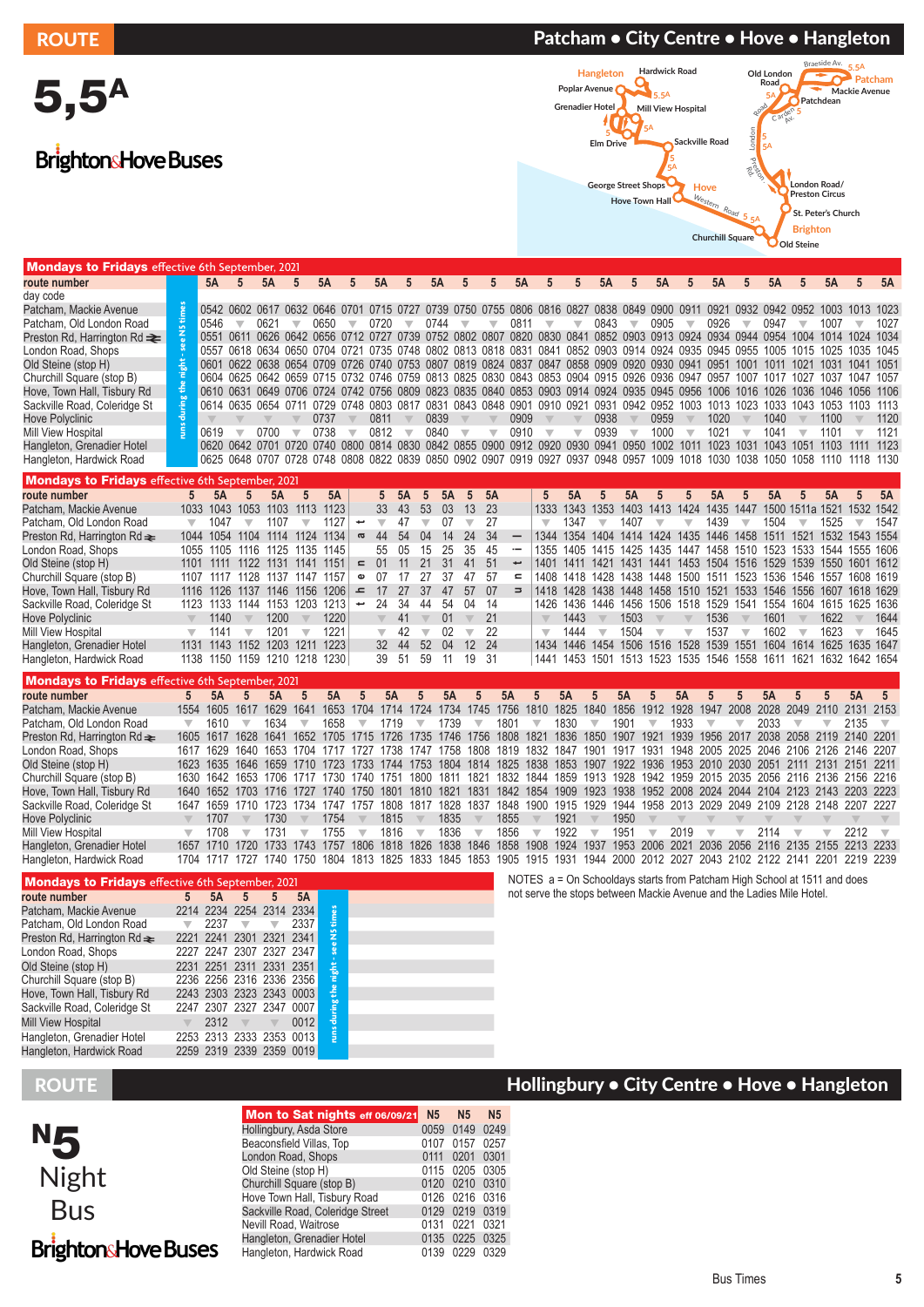# ROUTE 5,5A

## Patcham • City Centre • Hove • Hangleton

Brighton & Hove Buses

### Mondays to Fridays effective 6th September, 2021

| route number | | 5A | 5 | 5A | 5 | 5A | 5 | 5A | 5 | 5A | 5 | 5 | 5A | 5 | 5 | 5A | 5 | 5A | 5 | 5A | 5 | 5A | 5 | 5A | 5 | 5A |
|---|---|---|---|---|---|---|---|---|---|---|---|---|---|---|---|---|---|---|---|---|---|---|---|---|---|---|
| day code | runs during the night - see N5 times | | | | | | | | | | | | | | | | | | | | | | | | | |
| Patcham, Mackie Avenue | | 0542 | 0602 | 0617 | 0632 | 0646 | 0701 | 0715 | 0727 | 0739 | 0750 | 0755 | 0806 | 0816 | 0827 | 0838 | 0849 | 0900 | 0911 | 0921 | 0932 | 0942 | 0952 | 1003 | 1013 | 1023 |
| Patcham, Old London Road | | 0546 | ▼ | 0621 | ▼ | 0650 | ▼ | 0720 | ▼ | 0744 | ▼ | ▼ | 0811 | ▼ | ▼ | 0843 | ▼ | 0905 | ▼ | 0926 | ▼ | 0947 | ▼ | 1007 | ▼ | 1027 |
| Preston Rd, Harrington Rd | | 0551 | 0611 | 0626 | 0642 | 0656 | 0712 | 0727 | 0739 | 0752 | 0802 | 0807 | 0820 | 0830 | 0841 | 0852 | 0903 | 0913 | 0924 | 0934 | 0944 | 0954 | 1004 | 1014 | 1024 | 1034 |
| London Road, Shops | | 0557 | 0618 | 0634 | 0650 | 0704 | 0721 | 0735 | 0748 | 0802 | 0813 | 0818 | 0831 | 0841 | 0852 | 0903 | 0914 | 0924 | 0935 | 0945 | 0955 | 1005 | 1015 | 1025 | 1035 | 1045 |
| Old Steine (stop H) | | 0601 | 0622 | 0638 | 0654 | 0709 | 0726 | 0740 | 0753 | 0807 | 0819 | 0824 | 0837 | 0847 | 0858 | 0909 | 0920 | 0930 | 0941 | 0951 | 1001 | 1011 | 1021 | 1031 | 1041 | 1051 |
| Churchill Square (stop B) | | 0604 | 0625 | 0642 | 0659 | 0715 | 0732 | 0746 | 0759 | 0813 | 0825 | 0830 | 0843 | 0853 | 0904 | 0915 | 0926 | 0936 | 0947 | 0957 | 1007 | 1017 | 1027 | 1037 | 1047 | 1057 |
| Hove, Town Hall, Tisbury Rd | | 0610 | 0631 | 0649 | 0706 | 0724 | 0742 | 0756 | 0809 | 0823 | 0835 | 0840 | 0853 | 0903 | 0914 | 0924 | 0935 | 0945 | 0956 | 1006 | 1016 | 1026 | 1036 | 1046 | 1056 | 1106 |
| Sackville Road, Coleridge St | | 0614 | 0635 | 0654 | 0711 | 0729 | 0748 | 0803 | 0817 | 0831 | 0843 | 0848 | 0901 | 0910 | 0921 | 0931 | 0942 | 0952 | 1003 | 1013 | 1023 | 1033 | 1043 | 1053 | 1103 | 1113 |
| Hove Polyclinic | | ▼ | ▼ | ▼ | ▼ | 0737 | ▼ | 0811 | ▼ | 0839 | ▼ | ▼ | 0909 | ▼ | ▼ | 0938 | ▼ | 0959 | ▼ | 1020 | ▼ | 1040 | ▼ | 1100 | ▼ | 1120 |
| Mill View Hospital | | 0619 | ▼ | 0700 | ▼ | 0738 | ▼ | 0812 | ▼ | 0840 | ▼ | ▼ | 0910 | ▼ | ▼ | 0939 | ▼ | 1000 | ▼ | 1021 | ▼ | 1041 | ▼ | 1101 | ▼ | 1121 |
| Hangleton, Grenadier Hotel | | 0620 | 0642 | 0701 | 0720 | 0740 | 0800 | 0814 | 0830 | 0842 | 0855 | 0900 | 0912 | 0920 | 0930 | 0941 | 0950 | 1002 | 1011 | 1023 | 1031 | 1043 | 1051 | 1103 | 1111 | 1123 |
| Hangleton, Hardwick Road | | 0625 | 0648 | 0707 | 0728 | 0748 | 0808 | 0822 | 0839 | 0850 | 0902 | 0907 | 0919 | 0927 | 0937 | 0948 | 0957 | 1009 | 1018 | 1030 | 1038 | 1050 | 1058 | 1110 | 1118 | 1130 |

### Mondays to Fridays effective 6th September, 2021

| route number | 5 | 5A | 5 | 5A | 5 | 5A | then at these mins past each hour | 5 | 5A | 5 | 5A | 5 | 5A | until | 5 | 5A | 5 | 5A | 5 | 5 | 5A | 5 | 5A | 5 | 5A | 5 | 5A |
|---|---|---|---|---|---|---|---|---|---|---|---|---|---|---|---|---|---|---|---|---|---|---|---|---|---|---|---|
| Patcham, Mackie Avenue | 1033 | 1043 | 1053 | 1103 | 1113 | 1123 | | 33 | 43 | 53 | 03 | 13 | 23 | | 1333 | 1343 | 1353 | 1403 | 1413 | 1424 | 1435 | 1447 | 1500 | 1511a | 1521 | 1532 | 1542 |
| Patcham, Old London Road | ▼ | 1047 | ▼ | 1107 | ▼ | 1127 | | ▼ | 47 | ▼ | 07 | ▼ | 27 | | ▼ | 1347 | ▼ | 1407 | ▼ | ▼ | 1439 | ▼ | 1504 | ▼ | 1525 | ▼ | 1547 |
| Preston Rd, Harrington Rd | 1044 | 1054 | 1104 | 1114 | 1124 | 1134 | | 44 | 54 | 04 | 14 | 24 | 34 | | 1344 | 1354 | 1404 | 1414 | 1424 | 1435 | 1446 | 1458 | 1511 | 1521 | 1532 | 1543 | 1554 |
| London Road, Shops | 1055 | 1105 | 1116 | 1125 | 1135 | 1145 | | 55 | 05 | 15 | 25 | 35 | 45 | | 1355 | 1405 | 1415 | 1425 | 1435 | 1447 | 1458 | 1510 | 1523 | 1533 | 1544 | 1555 | 1606 |
| Old Steine (stop H) | 1101 | 1111 | 1122 | 1131 | 1141 | 1151 | | 01 | 11 | 21 | 31 | 41 | 51 | | 1401 | 1411 | 1421 | 1431 | 1441 | 1453 | 1504 | 1516 | 1529 | 1539 | 1550 | 1601 | 1612 |
| Churchill Square (stop B) | 1107 | 1117 | 1128 | 1137 | 1147 | 1157 | | 07 | 17 | 27 | 37 | 47 | 57 | | 1408 | 1418 | 1428 | 1438 | 1448 | 1500 | 1511 | 1523 | 1536 | 1546 | 1557 | 1608 | 1619 |
| Hove, Town Hall, Tisbury Rd | 1116 | 1126 | 1137 | 1146 | 1156 | 1206 | | 17 | 27 | 37 | 47 | 57 | 07 | | 1418 | 1428 | 1438 | 1448 | 1458 | 1510 | 1521 | 1533 | 1546 | 1556 | 1607 | 1618 | 1629 |
| Sackville Road, Coleridge St | 1123 | 1133 | 1144 | 1153 | 1203 | 1213 | | 24 | 34 | 44 | 54 | 04 | 14 | | 1426 | 1436 | 1446 | 1456 | 1506 | 1518 | 1529 | 1541 | 1554 | 1604 | 1615 | 1625 | 1636 |
| Hove Polyclinic | ▼ | 1140 | ▼ | 1200 | ▼ | 1220 | | ▼ | 41 | ▼ | 01 | ▼ | 21 | | ▼ | 1443 | ▼ | 1503 | ▼ | ▼ | 1536 | ▼ | 1601 | ▼ | 1622 | ▼ | 1644 |
| Mill View Hospital | ▼ | 1141 | ▼ | 1201 | ▼ | 1221 | | ▼ | 42 | ▼ | 02 | ▼ | 22 | | ▼ | 1444 | ▼ | 1504 | ▼ | ▼ | 1537 | ▼ | 1602 | ▼ | 1623 | ▼ | 1645 |
| Hangleton, Grenadier Hotel | 1131 | 1143 | 1152 | 1203 | 1211 | 1223 | | 32 | 44 | 52 | 04 | 12 | 24 | | 1434 | 1446 | 1454 | 1506 | 1516 | 1528 | 1539 | 1551 | 1604 | 1614 | 1625 | 1635 | 1647 |
| Hangleton, Hardwick Road | 1138 | 1150 | 1159 | 1210 | 1218 | 1230 | | 39 | 51 | 59 | 11 | 19 | 31 | | 1441 | 1453 | 1501 | 1513 | 1523 | 1535 | 1546 | 1558 | 1611 | 1621 | 1632 | 1642 | 1654 |

### Mondays to Fridays effective 6th September, 2021

| route number | 5 | 5A | 5 | 5A | 5 | 5A | 5 | 5A | 5 | 5A | 5 | 5A | 5 | 5A | 5 | 5A | 5 | 5A | 5 | 5 | 5A | 5 | 5 | 5A | 5 |
|---|---|---|---|---|---|---|---|---|---|---|---|---|---|---|---|---|---|---|---|---|---|---|---|---|---|
| Patcham, Mackie Avenue | 1554 | 1605 | 1617 | 1629 | 1641 | 1653 | 1704 | 1714 | 1724 | 1734 | 1745 | 1756 | 1810 | 1825 | 1840 | 1856 | 1912 | 1928 | 1947 | 2008 | 2028 | 2049 | 2110 | 2131 | 2153 |
| Patcham, Old London Road | ▼ | 1610 | ▼ | 1634 | ▼ | 1658 | ▼ | 1719 | ▼ | 1739 | ▼ | 1801 | ▼ | 1830 | ▼ | 1901 | ▼ | 1933 | ▼ | ▼ | 2033 | ▼ | ▼ | 2135 | ▼ |
| Preston Rd, Harrington Rd | 1605 | 1617 | 1628 | 1641 | 1652 | 1705 | 1715 | 1726 | 1735 | 1746 | 1756 | 1808 | 1821 | 1836 | 1850 | 1907 | 1921 | 1939 | 1956 | 2017 | 2038 | 2058 | 2119 | 2140 | 2201 |
| London Road, Shops | 1617 | 1629 | 1640 | 1653 | 1704 | 1717 | 1727 | 1738 | 1747 | 1758 | 1808 | 1819 | 1832 | 1847 | 1901 | 1917 | 1931 | 1948 | 2005 | 2025 | 2046 | 2106 | 2126 | 2146 | 2207 |
| Old Steine (stop H) | 1623 | 1635 | 1646 | 1659 | 1710 | 1723 | 1733 | 1744 | 1753 | 1804 | 1814 | 1825 | 1838 | 1853 | 1907 | 1922 | 1936 | 1953 | 2010 | 2030 | 2051 | 2111 | 2131 | 2151 | 2211 |
| Churchill Square (stop B) | 1630 | 1642 | 1653 | 1706 | 1717 | 1730 | 1740 | 1751 | 1800 | 1811 | 1821 | 1832 | 1844 | 1859 | 1913 | 1928 | 1942 | 1959 | 2015 | 2035 | 2056 | 2116 | 2136 | 2156 | 2216 |
| Hove, Town Hall, Tisbury Rd | 1640 | 1652 | 1703 | 1716 | 1727 | 1740 | 1750 | 1801 | 1810 | 1821 | 1831 | 1842 | 1854 | 1909 | 1923 | 1938 | 1952 | 2008 | 2024 | 2044 | 2104 | 2123 | 2143 | 2203 | 2223 |
| Sackville Road, Coleridge St | 1647 | 1659 | 1710 | 1723 | 1734 | 1747 | 1757 | 1808 | 1817 | 1828 | 1837 | 1848 | 1900 | 1915 | 1929 | 1944 | 1958 | 2013 | 2029 | 2049 | 2109 | 2128 | 2148 | 2207 | 2227 |
| Hove Polyclinic | ▼ | 1707 | ▼ | 1730 | ▼ | 1754 | ▼ | 1815 | ▼ | 1835 | ▼ | 1855 | ▼ | 1921 | ▼ | 1950 | ▼ | ▼ | ▼ | ▼ | ▼ | ▼ | ▼ | ▼ | ▼ |
| Mill View Hospital | ▼ | 1708 | ▼ | 1731 | ▼ | 1755 | ▼ | 1816 | ▼ | 1836 | ▼ | 1856 | ▼ | 1922 | ▼ | 1951 | ▼ | 2019 | ▼ | ▼ | 2114 | ▼ | ▼ | 2212 | ▼ |
| Hangleton, Grenadier Hotel | 1657 | 1710 | 1720 | 1733 | 1743 | 1757 | 1806 | 1818 | 1826 | 1838 | 1846 | 1858 | 1908 | 1924 | 1937 | 1953 | 2006 | 2021 | 2036 | 2056 | 2116 | 2135 | 2155 | 2213 | 2233 |
| Hangleton, Hardwick Road | 1704 | 1717 | 1727 | 1740 | 1750 | 1804 | 1813 | 1825 | 1833 | 1845 | 1853 | 1905 | 1915 | 1931 | 1944 | 2000 | 2012 | 2027 | 2043 | 2102 | 2122 | 2141 | 2201 | 2219 | 2239 |

### Mondays to Fridays effective 6th September, 2021

| route number | 5 | 5A | 5 | 5 | 5A | |
|---|---|---|---|---|---|---|
| Patcham, Mackie Avenue | 2214 | 2234 | 2254 | 2314 | 2334 | runs during the night - see N5 times |
| Patcham, Old London Road | ▼ | 2237 | ▼ | ▼ | 2337 | |
| Preston Rd, Harrington Rd | 2221 | 2241 | 2301 | 2321 | 2341 | |
| London Road, Shops | 2227 | 2247 | 2307 | 2327 | 2347 | |
| Old Steine (stop H) | 2231 | 2251 | 2311 | 2331 | 2351 | |
| Churchill Square (stop B) | 2236 | 2256 | 2316 | 2336 | 2356 | |
| Hove, Town Hall, Tisbury Rd | 2243 | 2303 | 2323 | 2343 | 0003 | |
| Sackville Road, Coleridge St | 2247 | 2307 | 2327 | 2347 | 0007 | |
| Mill View Hospital | ▼ | 2312 | ▼ | ▼ | 0012 | |
| Hangleton, Grenadier Hotel | 2253 | 2313 | 2333 | 2353 | 0013 | |
| Hangleton, Hardwick Road | 2259 | 2319 | 2339 | 2359 | 0019 | |

NOTES a = On Schooldays starts from Patcham High School at 1511 and does not serve the stops between Mackie Avenue and the Ladies Mile Hotel.

# ROUTE N5 Night Bus

## Hollingbury • City Centre • Hove • Hangleton

Brighton & Hove Buses

| Mon to Sat nights eff 06/09/21 | N5 | N5 | N5 |
|---|---|---|---|
| Hollingbury, Asda Store | 0059 | 0149 | 0249 |
| Beaconsfield Villas, Top | 0107 | 0157 | 0257 |
| London Road, Shops | 0111 | 0201 | 0301 |
| Old Steine (stop H) | 0115 | 0205 | 0305 |
| Churchill Square (stop B) | 0120 | 0210 | 0310 |
| Hove Town Hall, Tisbury Road | 0126 | 0216 | 0316 |
| Sackville Road, Coleridge Street | 0129 | 0219 | 0319 |
| Nevill Road, Waitrose | 0131 | 0221 | 0321 |
| Hangleton, Grenadier Hotel | 0135 | 0225 | 0325 |
| Hangleton, Hardwick Road | 0139 | 0229 | 0329 |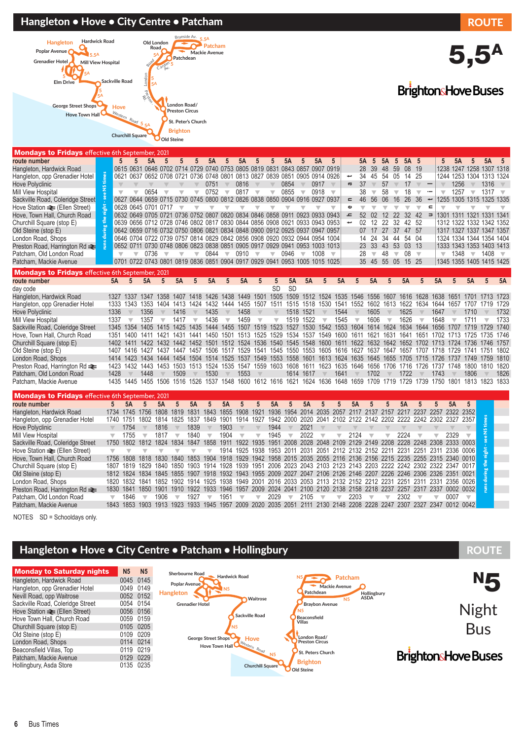# Hangleton • Hove • City Centre • Patcham

**ROUTE 5,5A**

Brighton & Hove Buses

## Mondays to Fridays effective 6th September, 2021

*runs during the night - see N5 times*

| route number | 5 | 5 | 5A | 5 | 5 | 5 | 5A | 5 | 5A | 5 | 5 | 5A | 5 | 5A | 5 | then at these mins past each hour | 5A | 5 | 5A | 5 | 5A | 5 | until | 5 | 5A | 5 | 5A | 5 |
|---|---|---|---|---|---|---|---|---|---|---|---|---|---|---|---|---|---|---|---|---|---|---|---|---|---|---|---|---|
| Hangleton, Hardwick Road | 0615 | 0631 | 0646 | 0702 | 0714 | 0729 | 0740 | 0753 | 0805 | 0819 | 0831 | 0843 | 0857 | 0907 | 0919 | | 28 | 39 | 48 | 59 | 08 | 19 | | 1238 | 1247 | 1258 | 1307 | 1318 |
| Hangleton, opp Grenadier Hotel | 0621 | 0637 | 0652 | 0708 | 0721 | 0736 | 0748 | 0801 | 0813 | 0827 | 0839 | 0851 | 0905 | 0914 | 0926 | | 34 | 45 | 54 | 05 | 14 | 25 | | 1244 | 1253 | 1304 | 1313 | 1324 |
| Hove Polyclinic | ▼ | ▼ | ▼ | ▼ | ▼ | ▼ | 0751 | ▼ | 0816 | ▼ | ▼ | 0854 | ▼ | 0917 | ▼ | | 37 | ▼ | 57 | ▼ | 17 | ▼ | | ▼ | 1256 | ▼ | 1316 | ▼ |
| Mill View Hospital | ▼ | ▼ | 0654 | ▼ | ▼ | ▼ | 0752 | ▼ | 0817 | ▼ | ▼ | 0855 | ▼ | 0918 | ▼ | | 38 | ▼ | 58 | ▼ | 18 | ▼ | | ▼ | 1257 | ▼ | 1317 | ▼ |
| Sackville Road, Coleridge Street | 0627 | 0644 | 0659 | 0715 | 0730 | 0745 | 0800 | 0812 | 0826 | 0838 | 0850 | 0904 | 0916 | 0927 | 0937 | | 46 | 56 | 06 | 16 | 26 | 36 | | 1255 | 1305 | 1315 | 1325 | 1335 |
| Hove Station ⇌ (Ellen Street) | 0628 | 0645 | 0701 | 0717 | ▼ | ▼ | ▼ | ▼ | ▼ | ▼ | ▼ | ▼ | ▼ | ▼ | ▼ | | ▼ | ▼ | ▼ | ▼ | ▼ | ▼ | | ▼ | ▼ | ▼ | ▼ | ▼ |
| Hove, Town Hall, Church Road | 0632 | 0649 | 0705 | 0721 | 0736 | 0752 | 0807 | 0820 | 0834 | 0846 | 0858 | 0911 | 0923 | 0933 | 0943 | | 52 | 02 | 12 | 22 | 32 | 42 | | 1301 | 1311 | 1321 | 1331 | 1341 |
| Churchill Square (stop E) | 0639 | 0656 | 0712 | 0728 | 0746 | 0802 | 0817 | 0830 | 0844 | 0856 | 0908 | 0921 | 0933 | 0943 | 0953 | | 02 | 12 | 22 | 32 | 42 | 52 | | 1312 | 1322 | 1332 | 1342 | 1352 |
| Old Steine (stop E) | 0642 | 0659 | 0716 | 0732 | 0750 | 0806 | 0821 | 0834 | 0848 | 0900 | 0912 | 0925 | 0937 | 0947 | 0957 | | 07 | 17 | 27 | 37 | 47 | 57 | | 1317 | 1327 | 1337 | 1347 | 1357 |
| London Road, Shops | 0646 | 0704 | 0722 | 0739 | 0757 | 0814 | 0829 | 0842 | 0856 | 0908 | 0920 | 0932 | 0944 | 0954 | 1004 | | 14 | 24 | 34 | 44 | 54 | 04 | | 1324 | 1334 | 1344 | 1354 | 1404 |
| Preston Road, Harrington Rd ⇌ | 0652 | 0711 | 0730 | 0748 | 0806 | 0823 | 0838 | 0851 | 0905 | 0917 | 0929 | 0941 | 0953 | 1003 | 1013 | | 23 | 33 | 43 | 53 | 03 | 13 | | 1333 | 1343 | 1353 | 1403 | 1413 |
| Patcham, Old London Road | ▼ | ▼ | 0736 | ▼ | ▼ | ▼ | 0844 | ▼ | 0910 | ▼ | ▼ | 0946 | ▼ | 1008 | ▼ | | 28 | ▼ | 48 | ▼ | 08 | ▼ | | ▼ | 1348 | ▼ | 1408 | ▼ |
| Patcham, Mackie Avenue | 0701 | 0722 | 0743 | 0801 | 0819 | 0836 | 0851 | 0904 | 0917 | 0929 | 0941 | 0953 | 1005 | 1015 | 1025 | | 35 | 45 | 55 | 05 | 15 | 25 | | 1345 | 1355 | 1405 | 1415 | 1425 |

## Mondays to Fridays effective 6th September, 2021

| route number | 5A | 5 | 5A | 5 | 5A | 5 | 5A | 5 | 5A | 5 | 5 | 5A | 5A | 5 | 5A | 5 | 5A | 5 | 5A | 5 | 5A | 5 | 5A | 5 | 5A |
|---|---|---|---|---|---|---|---|---|---|---|---|---|---|---|---|---|---|---|---|---|---|---|---|---|---|
| day code | | | | | | | | | | | SD | SD | | | | | | | | | | | | | |
| Hangleton, Hardwick Road | 1327 | 1337 | 1347 | 1358 | 1407 | 1418 | 1426 | 1438 | 1449 | 1501 | 1505 | 1509 | 1512 | 1524 | 1535 | 1546 | 1556 | 1607 | 1616 | 1628 | 1638 | 1651 | 1701 | 1713 | 1723 |
| Hangleton, opp Grenadier Hotel | 1333 | 1343 | 1353 | 1404 | 1413 | 1424 | 1432 | 1444 | 1455 | 1507 | 1511 | 1515 | 1518 | 1530 | 1541 | 1552 | 1602 | 1613 | 1622 | 1634 | 1644 | 1657 | 1707 | 1719 | 1729 |
| Hove Polyclinic | 1336 | ▼ | 1356 | ▼ | 1416 | ▼ | 1435 | ▼ | 1458 | ▼ | ▼ | 1518 | 1521 | ▼ | 1544 | ▼ | 1605 | ▼ | 1625 | ▼ | 1647 | ▼ | 1710 | ▼ | 1732 |
| Mill View Hospital | 1337 | ▼ | 1357 | ▼ | 1417 | ▼ | 1436 | ▼ | 1459 | ▼ | ▼ | 1519 | 1522 | ▼ | 1545 | ▼ | 1606 | ▼ | 1626 | ▼ | 1648 | ▼ | 1711 | ▼ | 1733 |
| Sackville Road, Coleridge Street | 1345 | 1354 | 1405 | 1415 | 1425 | 1435 | 1444 | 1455 | 1507 | 1519 | 1523 | 1527 | 1530 | 1542 | 1553 | 1604 | 1614 | 1624 | 1634 | 1644 | 1656 | 1707 | 1719 | 1729 | 1740 |
| Hove, Town Hall, Church Road | 1351 | 1400 | 1411 | 1421 | 1431 | 1441 | 1450 | 1501 | 1513 | 1525 | 1529 | 1534 | 1537 | 1549 | 1600 | 1611 | 1621 | 1631 | 1641 | 1651 | 1702 | 1713 | 1725 | 1735 | 1746 |
| Churchill Square (stop E) | 1402 | 1411 | 1422 | 1432 | 1442 | 1452 | 1501 | 1512 | 1524 | 1536 | 1540 | 1545 | 1548 | 1600 | 1611 | 1622 | 1632 | 1642 | 1652 | 1702 | 1713 | 1724 | 1736 | 1746 | 1757 |
| Old Steine (stop E) | 1407 | 1416 | 1427 | 1437 | 1447 | 1457 | 1506 | 1517 | 1529 | 1541 | 1545 | 1550 | 1553 | 1605 | 1616 | 1627 | 1637 | 1647 | 1657 | 1707 | 1718 | 1729 | 1741 | 1751 | 1802 |
| London Road, Shops | 1414 | 1423 | 1434 | 1444 | 1454 | 1504 | 1514 | 1525 | 1537 | 1549 | 1553 | 1558 | 1601 | 1613 | 1624 | 1635 | 1645 | 1655 | 1705 | 1715 | 1726 | 1737 | 1749 | 1759 | 1810 |
| Preston Road, Harrington Rd ⇌ | 1423 | 1432 | 1443 | 1453 | 1503 | 1513 | 1524 | 1535 | 1547 | 1559 | 1603 | 1608 | 1611 | 1623 | 1635 | 1646 | 1656 | 1706 | 1716 | 1726 | 1737 | 1748 | 1800 | 1810 | 1820 |
| Patcham, Old London Road | 1428 | ▼ | 1448 | ▼ | 1509 | ▼ | 1530 | ▼ | 1553 | ▼ | ▼ | 1614 | 1617 | ▼ | 1641 | ▼ | 1702 | ▼ | 1722 | ▼ | 1743 | ▼ | 1806 | ▼ | 1826 |
| Patcham, Mackie Avenue | 1435 | 1445 | 1456 | 1506 | 1516 | 1526 | 1537 | 1548 | 1600 | 1612 | 1616 | 1621 | 1624 | 1636 | 1648 | 1659 | 1709 | 1719 | 1729 | 1739 | 1750 | 1801 | 1813 | 1823 | 1833 |

## Mondays to Fridays effective 6th September, 2021

| route number | 5 | 5A | 5 | 5A | 5 | 5A | 5 | 5A | 5 | 5 | 5A | 5 | 5A | 5 | 5 | 5A | 5 | 5 | 5A | 5 | 5 | 5A | 5 | runs during the night - see N5 times |
|---|---|---|---|---|---|---|---|---|---|---|---|---|---|---|---|---|---|---|---|---|---|---|---|---|
| Hangleton, Hardwick Road | 1734 | 1745 | 1756 | 1808 | 1819 | 1831 | 1843 | 1855 | 1908 | 1921 | 1936 | 1954 | 2014 | 2035 | 2057 | 2117 | 2137 | 2157 | 2217 | 2237 | 2257 | 2322 | 2352 | |
| Hangleton, opp Grenadier Hotel | 1740 | 1751 | 1802 | 1814 | 1825 | 1837 | 1849 | 1901 | 1914 | 1927 | 1942 | 2000 | 2020 | 2041 | 2101 | 2122 | 2142 | 2202 | 2222 | 2242 | 2302 | 2327 | 2357 | |
| Hove Polyclinic | ▼ | 1754 | ▼ | 1816 | ▼ | 1839 | ▼ | 1903 | ▼ | ▼ | 1944 | ▼ | 2021 | ▼ | ▼ | ▼ | ▼ | ▼ | ▼ | ▼ | ▼ | ▼ | ▼ | |
| Mill View Hospital | ▼ | 1755 | ▼ | 1817 | ▼ | 1840 | ▼ | 1904 | ▼ | ▼ | 1945 | ▼ | 2022 | ▼ | ▼ | 2124 | ▼ | ▼ | 2224 | ▼ | ▼ | 2329 | ▼ | |
| Sackville Road, Coleridge Street | 1750 | 1802 | 1812 | 1824 | 1834 | 1847 | 1858 | 1911 | 1922 | 1935 | 1951 | 2008 | 2028 | 2048 | 2109 | 2129 | 2149 | 2208 | 2228 | 2248 | 2308 | 2333 | 0003 | |
| Hove Station ⇌ (Ellen Street) | ▼ | ▼ | ▼ | ▼ | ▼ | ▼ | ▼ | 1914 | 1925 | 1938 | 1953 | 2011 | 2031 | 2051 | 2112 | 2132 | 2152 | 2211 | 2231 | 2251 | 2311 | 2336 | 0006 | |
| Hove, Town Hall, Church Road | 1756 | 1808 | 1818 | 1830 | 1840 | 1853 | 1904 | 1918 | 1929 | 1942 | 1958 | 2015 | 2035 | 2055 | 2116 | 2136 | 2156 | 2215 | 2235 | 2255 | 2315 | 2340 | 0010 | |
| Churchill Square (stop E) | 1807 | 1819 | 1829 | 1840 | 1850 | 1903 | 1914 | 1928 | 1939 | 1951 | 2006 | 2023 | 2043 | 2103 | 2123 | 2143 | 2203 | 2222 | 2242 | 2302 | 2322 | 2347 | 0017 | |
| Old Steine (stop E) | 1812 | 1824 | 1834 | 1845 | 1855 | 1907 | 1918 | 1932 | 1943 | 1955 | 2009 | 2027 | 2047 | 2106 | 2126 | 2146 | 2207 | 2226 | 2246 | 2306 | 2326 | 2351 | 0021 | |
| London Road, Shops | 1820 | 1832 | 1841 | 1852 | 1902 | 1914 | 1925 | 1938 | 1949 | 2001 | 2016 | 2033 | 2053 | 2113 | 2133 | 2153 | 2212 | 2231 | 2251 | 2311 | 2331 | 2356 | 0026 | |
| Preston Road, Harrington Rd ⇌ | 1830 | 1841 | 1850 | 1901 | 1910 | 1922 | 1933 | 1946 | 1957 | 2009 | 2024 | 2041 | 2100 | 2120 | 2138 | 2158 | 2218 | 2237 | 2257 | 2317 | 2337 | 0002 | 0032 | |
| Patcham, Old London Road | ▼ | 1846 | ▼ | 1906 | ▼ | 1927 | ▼ | 1951 | ▼ | ▼ | 2029 | ▼ | 2105 | ▼ | ▼ | 2203 | ▼ | ▼ | 2302 | ▼ | ▼ | 0007 | ▼ | |
| Patcham, Mackie Avenue | 1843 | 1853 | 1903 | 1913 | 1923 | 1933 | 1945 | 1957 | 2009 | 2020 | 2035 | 2051 | 2111 | 2130 | 2148 | 2208 | 2228 | 2247 | 2307 | 2327 | 2347 | 0012 | 0042 | |

NOTES SD = Schooldays only.

# Hangleton • Hove • City Centre • Patcham • Hollingbury

**ROUTE N5** Night Bus

Brighton & Hove Buses

| Monday to Saturday nights | N5 | N5 |
|---|---|---|
| Hangleton, Hardwick Road | 0045 | 0145 |
| Hangleton, opp Grenadier Hotel | 0049 | 0149 |
| Nevill Road, opp Waitrose | 0052 | 0152 |
| Sackville Road, Coleridge Street | 0054 | 0154 |
| Hove Station ⇌ (Ellen Street) | 0056 | 0156 |
| Hove Town Hall, Church Road | 0059 | 0159 |
| Churchill Square (stop E) | 0105 | 0205 |
| Old Steine (stop E) | 0109 | 0209 |
| London Road, Shops | 0114 | 0214 |
| Beaconsfield Villas, Top | 0119 | 0219 |
| Patcham, Mackie Avenue | 0129 | 0229 |
| Hollingbury, Asda Store | 0135 | 0235 |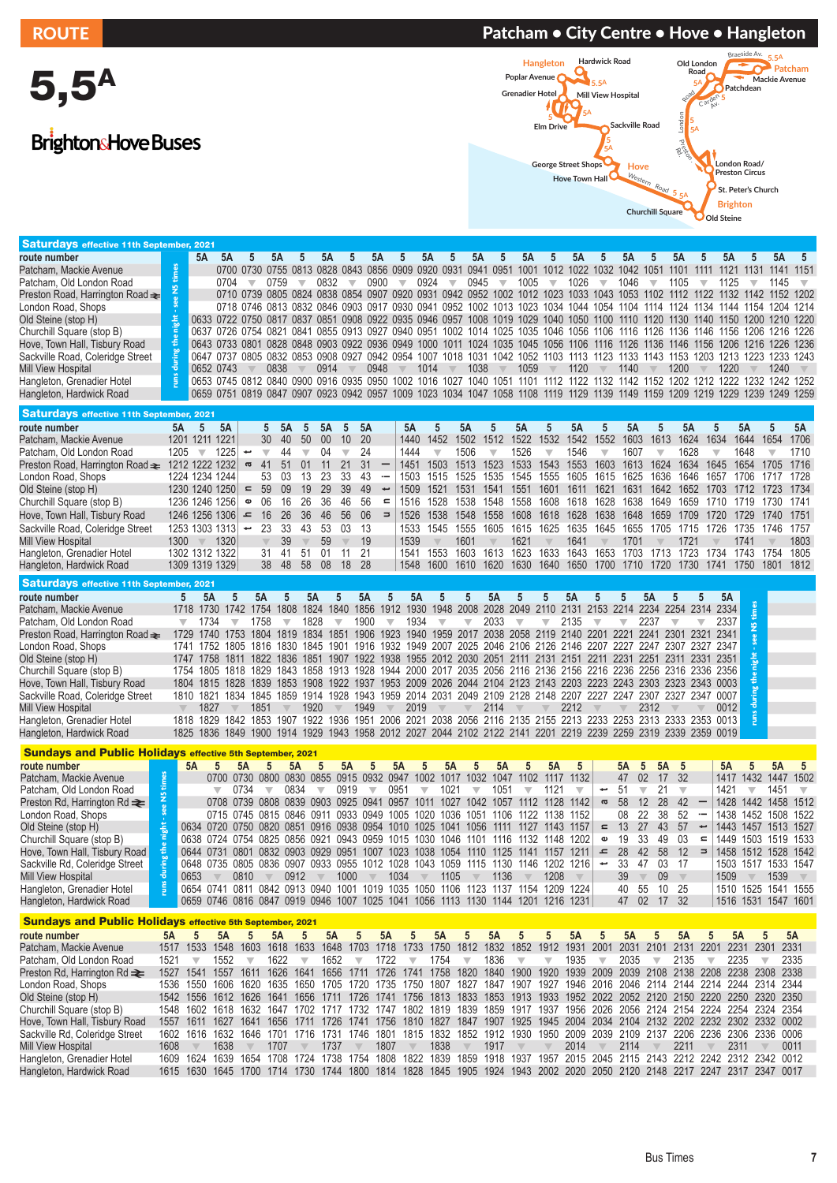# ROUTE 5,5A

## Patcham • City Centre • Hove • Hangleton

**Brighton&Hove Buses**

### Saturdays effective 11th September, 2021

| route number | | 5A | 5A | 5 | 5A | 5 | 5A | 5 | 5A | 5 | 5A | 5 | 5A | 5 | 5A | 5 | 5A | 5 | 5A | 5 | 5A | 5 | 5A | 5 | 5A | 5 |
|---|---|---|---|---|---|---|---|---|---|---|---|---|---|---|---|---|---|---|---|---|---|---|---|---|---|---|
| Patcham, Mackie Avenue | runs during the night - see N5 times | | 0700 | 0730 | 0755 | 0813 | 0828 | 0843 | 0856 | 0909 | 0920 | 0931 | 0941 | 0951 | 1001 | 1012 | 1022 | 1032 | 1042 | 1051 | 1101 | 1111 | 1121 | 1131 | 1141 | 1151 |
| Patcham, Old London Road | | | 0704 | ▼ | 0759 | ▼ | 0832 | ▼ | 0900 | ▼ | 0924 | ▼ | 0945 | ▼ | 1005 | ▼ | 1026 | ▼ | 1046 | ▼ | 1105 | ▼ | 1125 | ▼ | 1145 | ▼ |
| Preston Road, Harrington Road | | | 0710 | 0739 | 0805 | 0824 | 0838 | 0854 | 0907 | 0920 | 0931 | 0942 | 0952 | 1002 | 1012 | 1023 | 1033 | 1043 | 1053 | 1102 | 1112 | 1122 | 1132 | 1142 | 1152 | 1202 |
| London Road, Shops | | | 0718 | 0746 | 0813 | 0832 | 0846 | 0903 | 0917 | 0930 | 0941 | 0952 | 1002 | 1013 | 1023 | 1034 | 1044 | 1054 | 1104 | 1114 | 1124 | 1134 | 1144 | 1154 | 1204 | 1214 |
| Old Steine (stop H) | | 0633 | 0722 | 0750 | 0817 | 0837 | 0851 | 0908 | 0922 | 0935 | 0946 | 0957 | 1008 | 1019 | 1029 | 1040 | 1050 | 1100 | 1110 | 1120 | 1130 | 1140 | 1150 | 1200 | 1210 | 1220 |
| Churchill Square (stop B) | | 0637 | 0726 | 0754 | 0821 | 0841 | 0855 | 0913 | 0927 | 0940 | 0951 | 1002 | 1014 | 1025 | 1035 | 1046 | 1056 | 1106 | 1116 | 1126 | 1136 | 1146 | 1156 | 1206 | 1216 | 1226 |
| Hove, Town Hall, Tisbury Road | | 0643 | 0733 | 0801 | 0828 | 0848 | 0903 | 0922 | 0936 | 0949 | 1000 | 1011 | 1024 | 1035 | 1045 | 1056 | 1106 | 1116 | 1126 | 1136 | 1146 | 1156 | 1206 | 1216 | 1226 | 1236 |
| Sackville Road, Coleridge Street | | 0647 | 0737 | 0805 | 0832 | 0853 | 0908 | 0927 | 0942 | 0954 | 1007 | 1018 | 1031 | 1042 | 1052 | 1103 | 1113 | 1123 | 1133 | 1143 | 1153 | 1203 | 1213 | 1223 | 1233 | 1243 |
| Mill View Hospital | | 0652 | 0743 | ▼ | 0838 | ▼ | 0914 | ▼ | 0948 | ▼ | 1014 | ▼ | 1038 | ▼ | 1059 | ▼ | 1120 | ▼ | 1140 | ▼ | 1200 | ▼ | 1220 | ▼ | 1240 | ▼ |
| Hangleton, Grenadier Hotel | | 0653 | 0745 | 0812 | 0840 | 0900 | 0916 | 0935 | 0950 | 1002 | 1016 | 1027 | 1040 | 1051 | 1101 | 1112 | 1122 | 1132 | 1142 | 1152 | 1202 | 1212 | 1222 | 1232 | 1242 | 1252 |
| Hangleton, Hardwick Road | | 0659 | 0751 | 0819 | 0847 | 0907 | 0923 | 0942 | 0957 | 1009 | 1023 | 1034 | 1047 | 1058 | 1108 | 1119 | 1129 | 1139 | 1149 | 1159 | 1209 | 1219 | 1229 | 1239 | 1249 | 1259 |

### Saturdays effective 11th September, 2021

| route number | 5A | 5 | 5A | | 5 | 5A | 5 | 5A | 5 | 5A | | 5A | 5 | 5A | 5 | 5A | 5 | 5A | 5 | 5A | 5 | 5A | 5 | 5A | 5 | 5A |
|---|---|---|---|---|---|---|---|---|---|---|---|---|---|---|---|---|---|---|---|---|---|---|---|---|---|---|
| Patcham, Mackie Avenue | 1201 | 1211 | 1221 | then at | 30 | 40 | 50 | 00 | 10 | 20 | until | 1440 | 1452 | 1502 | 1512 | 1522 | 1532 | 1542 | 1552 | 1603 | 1613 | 1624 | 1634 | 1644 | 1654 | 1706 |
| Patcham, Old London Road | 1205 | ▼ | 1225 | | ▼ | 44 | ▼ | 04 | ▼ | 24 | | 1444 | ▼ | 1506 | ▼ | 1526 | ▼ | 1546 | ▼ | 1607 | ▼ | 1628 | ▼ | 1648 | ▼ | 1710 |
| Preston Road, Harrington Road | 1212 | 1222 | 1232 | | 41 | 51 | 01 | 11 | 21 | 31 | | 1451 | 1503 | 1513 | 1523 | 1533 | 1543 | 1553 | 1603 | 1613 | 1624 | 1634 | 1645 | 1654 | 1705 | 1716 |
| London Road, Shops | 1224 | 1234 | 1244 | | 53 | 03 | 13 | 23 | 33 | 43 | | 1503 | 1515 | 1525 | 1535 | 1545 | 1555 | 1605 | 1615 | 1625 | 1636 | 1646 | 1657 | 1706 | 1717 | 1728 |
| Old Steine (stop H) | 1230 | 1240 | 1250 | | 59 | 09 | 19 | 29 | 39 | 49 | | 1509 | 1521 | 1531 | 1541 | 1551 | 1601 | 1611 | 1621 | 1631 | 1642 | 1652 | 1703 | 1712 | 1723 | 1734 |
| Churchill Square (stop B) | 1236 | 1246 | 1256 | | 06 | 16 | 26 | 36 | 46 | 56 | | 1516 | 1528 | 1538 | 1548 | 1558 | 1608 | 1618 | 1628 | 1638 | 1649 | 1659 | 1710 | 1719 | 1730 | 1741 |
| Hove, Town Hall, Tisbury Road | 1246 | 1256 | 1306 | | 16 | 26 | 36 | 46 | 56 | 06 | | 1526 | 1538 | 1548 | 1558 | 1608 | 1618 | 1628 | 1638 | 1648 | 1659 | 1709 | 1720 | 1729 | 1740 | 1751 |
| Sackville Road, Coleridge Street | 1253 | 1303 | 1313 | | 23 | 33 | 43 | 53 | 03 | 13 | | 1533 | 1545 | 1555 | 1605 | 1615 | 1625 | 1635 | 1645 | 1655 | 1705 | 1715 | 1726 | 1735 | 1746 | 1757 |
| Mill View Hospital | 1300 | ▼ | 1320 | | ▼ | 39 | ▼ | 59 | ▼ | 19 | | 1539 | ▼ | 1601 | ▼ | 1621 | ▼ | 1641 | ▼ | 1701 | ▼ | 1721 | ▼ | 1741 | ▼ | 1803 |
| Hangleton, Grenadier Hotel | 1302 | 1312 | 1322 | | 31 | 41 | 51 | 01 | 11 | 21 | | 1541 | 1553 | 1603 | 1613 | 1623 | 1633 | 1643 | 1653 | 1703 | 1713 | 1723 | 1734 | 1743 | 1754 | 1805 |
| Hangleton, Hardwick Road | 1309 | 1319 | 1329 | | 38 | 48 | 58 | 08 | 18 | 28 | | 1548 | 1600 | 1610 | 1620 | 1630 | 1640 | 1650 | 1700 | 1710 | 1720 | 1730 | 1741 | 1750 | 1801 | 1812 |

### Saturdays effective 11th September, 2021

| route number | 5 | 5A | 5 | 5A | 5 | 5A | 5 | 5A | 5 | 5A | 5 | 5 | 5A | 5 | 5 | 5A | 5 | 5 | 5A | 5 | 5 | 5A | |
|---|---|---|---|---|---|---|---|---|---|---|---|---|---|---|---|---|---|---|---|---|---|---|---|
| Patcham, Mackie Avenue | 1718 | 1730 | 1742 | 1754 | 1808 | 1824 | 1840 | 1856 | 1912 | 1930 | 1948 | 2008 | 2028 | 2049 | 2110 | 2131 | 2153 | 2214 | 2234 | 2254 | 2314 | 2334 | runs during the night - see N5 times |
| Patcham, Old London Road | ▼ | 1734 | ▼ | 1758 | ▼ | 1828 | ▼ | 1900 | ▼ | 1934 | ▼ | ▼ | 2033 | ▼ | ▼ | 2135 | ▼ | ▼ | 2237 | ▼ | ▼ | 2337 | |
| Preston Road, Harrington Road | 1729 | 1740 | 1753 | 1804 | 1819 | 1834 | 1851 | 1906 | 1923 | 1940 | 1959 | 2017 | 2038 | 2058 | 2119 | 2140 | 2201 | 2221 | 2241 | 2301 | 2321 | 2341 | |
| London Road, Shops | 1741 | 1752 | 1805 | 1816 | 1830 | 1845 | 1901 | 1916 | 1932 | 1949 | 2007 | 2025 | 2046 | 2106 | 2126 | 2146 | 2207 | 2227 | 2247 | 2307 | 2327 | 2347 | |
| Old Steine (stop H) | 1747 | 1758 | 1811 | 1822 | 1836 | 1851 | 1907 | 1922 | 1938 | 1955 | 2012 | 2030 | 2051 | 2111 | 2131 | 2151 | 2211 | 2231 | 2251 | 2311 | 2331 | 2351 | |
| Churchill Square (stop B) | 1754 | 1805 | 1818 | 1829 | 1843 | 1858 | 1913 | 1928 | 1944 | 2000 | 2017 | 2035 | 2056 | 2116 | 2136 | 2156 | 2216 | 2236 | 2256 | 2316 | 2336 | 2356 | |
| Hove, Town Hall, Tisbury Road | 1804 | 1815 | 1828 | 1839 | 1853 | 1908 | 1922 | 1937 | 1953 | 2009 | 2026 | 2044 | 2104 | 2123 | 2143 | 2203 | 2223 | 2243 | 2303 | 2323 | 2343 | 0003 | |
| Sackville Road, Coleridge Street | 1810 | 1821 | 1834 | 1845 | 1859 | 1914 | 1928 | 1943 | 1959 | 2014 | 2031 | 2049 | 2109 | 2128 | 2148 | 2207 | 2227 | 2247 | 2307 | 2327 | 2347 | 0007 | |
| Mill View Hospital | ▼ | 1827 | ▼ | 1851 | ▼ | 1920 | ▼ | 1949 | ▼ | 2019 | ▼ | ▼ | 2114 | ▼ | ▼ | 2212 | ▼ | ▼ | 2312 | ▼ | ▼ | 0012 | |
| Hangleton, Grenadier Hotel | 1818 | 1829 | 1842 | 1853 | 1907 | 1922 | 1936 | 1951 | 2006 | 2021 | 2038 | 2056 | 2116 | 2135 | 2155 | 2213 | 2233 | 2253 | 2313 | 2333 | 2353 | 0013 | |
| Hangleton, Hardwick Road | 1825 | 1836 | 1849 | 1900 | 1914 | 1929 | 1943 | 1958 | 2012 | 2027 | 2044 | 2102 | 2122 | 2141 | 2201 | 2219 | 2239 | 2259 | 2319 | 2339 | 2359 | 0019 | |

### Sundays and Public Holidays effective 5th September, 2021

| route number | | 5A | 5 | 5A | 5 | 5A | 5 | 5A | 5 | 5A | 5 | 5A | 5 | 5A | 5 | 5A | 5 | | 5A | 5 | 5A | 5 | | 5A | 5 | 5A | 5 |
|---|---|---|---|---|---|---|---|---|---|---|---|---|---|---|---|---|---|---|---|---|---|---|---|---|---|---|---|
| Patcham, Mackie Avenue | runs during the night - see N5 times | | 0700 | 0730 | 0800 | 0830 | 0855 | 0915 | 0932 | 0947 | 1002 | 1017 | 1032 | 1047 | 1102 | 1117 | 1132 | then at | 47 | 02 | 17 | 32 | until | 1417 | 1432 | 1447 | 1502 |
| Patcham, Old London Road | | | ▼ | 0734 | ▼ | 0834 | ▼ | 0919 | ▼ | 0951 | ▼ | 1021 | ▼ | 1051 | ▼ | 1121 | ▼ | | 51 | ▼ | 21 | ▼ | | 1421 | ▼ | 1451 | ▼ |
| Preston Rd, Harrington Rd | | | 0708 | 0739 | 0808 | 0839 | 0903 | 0925 | 0941 | 0957 | 1011 | 1027 | 1042 | 1057 | 1112 | 1128 | 1142 | | 58 | 12 | 28 | 42 | | 1428 | 1442 | 1458 | 1512 |
| London Road, Shops | | | 0715 | 0745 | 0815 | 0846 | 0911 | 0933 | 0949 | 1005 | 1020 | 1036 | 1051 | 1106 | 1122 | 1138 | 1152 | | 08 | 22 | 38 | 52 | | 1438 | 1452 | 1508 | 1522 |
| Old Steine (stop H) | | 0634 | 0720 | 0750 | 0820 | 0851 | 0916 | 0938 | 0954 | 1010 | 1025 | 1041 | 1056 | 1111 | 1127 | 1143 | 1157 | | 13 | 27 | 43 | 57 | | 1443 | 1457 | 1513 | 1527 |
| Churchill Square (stop B) | | 0638 | 0724 | 0754 | 0825 | 0856 | 0921 | 0943 | 0959 | 1015 | 1030 | 1046 | 1101 | 1116 | 1132 | 1148 | 1202 | | 19 | 33 | 49 | 03 | | 1449 | 1503 | 1519 | 1533 |
| Hove, Town Hall, Tisbury Road | | 0644 | 0731 | 0801 | 0832 | 0903 | 0929 | 0951 | 1007 | 1023 | 1038 | 1054 | 1110 | 1125 | 1141 | 1157 | 1211 | | 28 | 42 | 58 | 12 | | 1458 | 1512 | 1528 | 1542 |
| Sackville Rd, Coleridge Street | | 0648 | 0735 | 0805 | 0836 | 0907 | 0933 | 0955 | 1012 | 1028 | 1043 | 1059 | 1115 | 1130 | 1146 | 1202 | 1216 | | 33 | 47 | 03 | 17 | | 1503 | 1517 | 1533 | 1547 |
| Mill View Hospital | | 0653 | ▼ | 0810 | ▼ | 0912 | ▼ | 1000 | ▼ | 1034 | ▼ | 1105 | ▼ | 1136 | ▼ | 1208 | ▼ | | 39 | ▼ | 09 | ▼ | | 1509 | ▼ | 1539 | ▼ |
| Hangleton, Grenadier Hotel | | 0654 | 0741 | 0811 | 0842 | 0913 | 0940 | 1001 | 1019 | 1035 | 1050 | 1106 | 1123 | 1137 | 1154 | 1209 | 1224 | | 40 | 55 | 10 | 25 | | 1510 | 1525 | 1541 | 1555 |
| Hangleton, Hardwick Road | | 0659 | 0746 | 0816 | 0847 | 0919 | 0946 | 1007 | 1025 | 1041 | 1056 | 1113 | 1130 | 1144 | 1201 | 1216 | 1231 | | 47 | 02 | 17 | 32 | | 1516 | 1531 | 1547 | 1601 |

### Sundays and Public Holidays effective 5th September, 2021

| route number | 5A | 5 | 5A | 5 | 5A | 5 | 5A | 5 | 5A | 5 | 5A | 5 | 5A | 5 | 5 | 5A | 5 | 5A | 5 | 5A | 5 | 5A | 5 | 5A |
|---|---|---|---|---|---|---|---|---|---|---|---|---|---|---|---|---|---|---|---|---|---|---|---|---|
| Patcham, Mackie Avenue | 1517 | 1533 | 1548 | 1603 | 1618 | 1633 | 1648 | 1703 | 1718 | 1733 | 1750 | 1812 | 1832 | 1852 | 1912 | 1931 | 2001 | 2031 | 2101 | 2131 | 2201 | 2231 | 2301 | 2331 |
| Patcham, Old London Road | 1521 | ▼ | 1552 | ▼ | 1622 | ▼ | 1652 | ▼ | 1722 | ▼ | 1754 | ▼ | 1836 | ▼ | ▼ | 1935 | ▼ | 2035 | ▼ | 2135 | ▼ | 2235 | ▼ | 2335 |
| Preston Rd, Harrington Rd | 1527 | 1541 | 1557 | 1611 | 1626 | 1641 | 1656 | 1711 | 1726 | 1741 | 1758 | 1820 | 1840 | 1900 | 1920 | 1939 | 2009 | 2039 | 2108 | 2138 | 2208 | 2238 | 2308 | 2338 |
| London Road, Shops | 1536 | 1550 | 1606 | 1620 | 1635 | 1650 | 1705 | 1720 | 1735 | 1750 | 1807 | 1827 | 1847 | 1907 | 1927 | 1946 | 2016 | 2046 | 2114 | 2144 | 2214 | 2244 | 2314 | 2344 |
| Old Steine (stop H) | 1542 | 1556 | 1612 | 1626 | 1641 | 1656 | 1711 | 1726 | 1741 | 1756 | 1813 | 1833 | 1853 | 1913 | 1933 | 1952 | 2022 | 2052 | 2120 | 2150 | 2220 | 2250 | 2320 | 2350 |
| Churchill Square (stop B) | 1548 | 1602 | 1618 | 1632 | 1647 | 1702 | 1717 | 1732 | 1747 | 1802 | 1819 | 1839 | 1859 | 1917 | 1937 | 1956 | 2026 | 2056 | 2124 | 2154 | 2224 | 2254 | 2324 | 2354 |
| Hove, Town Hall, Tisbury Road | 1557 | 1611 | 1627 | 1641 | 1656 | 1711 | 1726 | 1741 | 1756 | 1810 | 1827 | 1847 | 1907 | 1925 | 1945 | 2004 | 2034 | 2104 | 2132 | 2202 | 2232 | 2302 | 2332 | 0002 |
| Sackville Rd, Coleridge Street | 1602 | 1616 | 1632 | 1646 | 1701 | 1716 | 1731 | 1746 | 1801 | 1815 | 1832 | 1852 | 1912 | 1930 | 1950 | 2009 | 2039 | 2109 | 2137 | 2206 | 2236 | 2306 | 2336 | 0006 |
| Mill View Hospital | 1608 | ▼ | 1638 | ▼ | 1707 | ▼ | 1737 | ▼ | 1807 | ▼ | 1838 | ▼ | 1917 | ▼ | ▼ | 2014 | ▼ | 2114 | ▼ | 2211 | ▼ | 2311 | ▼ | 0011 |
| Hangleton, Grenadier Hotel | 1609 | 1624 | 1639 | 1654 | 1708 | 1724 | 1738 | 1754 | 1808 | 1822 | 1839 | 1859 | 1918 | 1937 | 1957 | 2015 | 2045 | 2115 | 2143 | 2212 | 2242 | 2312 | 2342 | 0012 |
| Hangleton, Hardwick Road | 1615 | 1630 | 1645 | 1700 | 1714 | 1730 | 1744 | 1800 | 1814 | 1828 | 1845 | 1905 | 1924 | 1943 | 2002 | 2020 | 2050 | 2120 | 2148 | 2217 | 2247 | 2317 | 2347 | 0017 |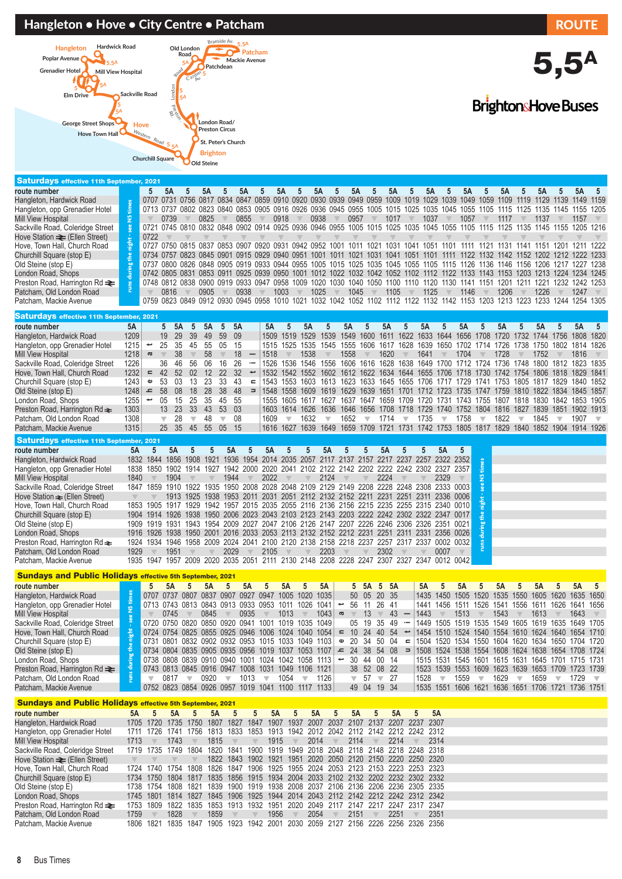# Hangleton • Hove • City Centre • Patcham

**ROUTE 5,5A**

Brighton&Hove Buses

Hangleton
Hardwick Road
Poplar Avenue
Grenadier Hotel
Mill View Hospital
Elm Drive
Sackville Road
George Street Shops
Hove
Hove Town Hall
Western Road
Churchill Square
Old Steine
Brighton
St. Peter's Church
London Road/Preston Circus
Preston Rd.
London Road
Carden Av.
Old London Road
Braeside Av.
Patcham
Mackie Avenue
Patchdean

## Saturdays effective 11th September, 2021

runs during the night - see N5 times

| route number | 5 | 5A | 5 | 5A | 5 | 5A | 5 | 5A | 5 | 5A | 5 | 5A | 5 | 5A | 5 | 5A | 5 | 5A | 5 | 5A | 5 | 5A | 5 | 5A | 5 |
|---|---|---|---|---|---|---|---|---|---|---|---|---|---|---|---|---|---|---|---|---|---|---|---|---|---|
| Hangleton, Hardwick Road | 0707 | 0731 | 0756 | 0817 | 0834 | 0847 | 0859 | 0910 | 0920 | 0930 | 0939 | 0949 | 0959 | 1009 | 1019 | 1029 | 1039 | 1049 | 1059 | 1109 | 1119 | 1129 | 1139 | 1149 | 1159 |
| Hangleton, opp Grenadier Hotel | 0713 | 0737 | 0802 | 0823 | 0840 | 0853 | 0905 | 0916 | 0926 | 0936 | 0945 | 0955 | 1005 | 1015 | 1025 | 1035 | 1045 | 1055 | 1105 | 1115 | 1125 | 1135 | 1145 | 1155 | 1205 |
| Mill View Hospital | ▼ | 0739 | ▼ | 0825 | ▼ | 0855 | ▼ | 0918 | ▼ | 0938 | ▼ | 0957 | ▼ | 1017 | ▼ | 1037 | ▼ | 1057 | ▼ | 1117 | ▼ | 1137 | ▼ | 1157 | ▼ |
| Sackville Road, Coleridge Street | 0721 | 0745 | 0810 | 0832 | 0848 | 0902 | 0914 | 0925 | 0936 | 0946 | 0955 | 1005 | 1015 | 1025 | 1035 | 1045 | 1055 | 1105 | 1115 | 1125 | 1135 | 1145 | 1155 | 1205 | 1216 |
| Hove Station (Ellen Street) | 0722 | ▼ | ▼ | ▼ | ▼ | ▼ | ▼ | ▼ | ▼ | ▼ | ▼ | ▼ | ▼ | ▼ | ▼ | ▼ | ▼ | ▼ | ▼ | ▼ | ▼ | ▼ | ▼ | ▼ | ▼ |
| Hove, Town Hall, Church Road | 0727 | 0750 | 0815 | 0837 | 0853 | 0907 | 0920 | 0931 | 0942 | 0952 | 1001 | 1011 | 1021 | 1031 | 1041 | 1051 | 1101 | 1111 | 1121 | 1131 | 1141 | 1151 | 1201 | 1211 | 1222 |
| Churchill Square (stop E) | 0734 | 0757 | 0823 | 0845 | 0901 | 0915 | 0929 | 0940 | 0951 | 1001 | 1011 | 1021 | 1031 | 1041 | 1051 | 1101 | 1111 | 1122 | 1132 | 1142 | 1152 | 1202 | 1212 | 1222 | 1233 |
| Old Steine (stop E) | 0737 | 0800 | 0826 | 0848 | 0905 | 0919 | 0933 | 0944 | 0955 | 1005 | 1015 | 1025 | 1035 | 1045 | 1055 | 1105 | 1115 | 1126 | 1136 | 1146 | 1156 | 1206 | 1217 | 1227 | 1238 |
| London Road, Shops | 0742 | 0805 | 0831 | 0853 | 0911 | 0925 | 0939 | 0950 | 1001 | 1012 | 1022 | 1032 | 1042 | 1052 | 1102 | 1112 | 1122 | 1133 | 1143 | 1153 | 1203 | 1213 | 1224 | 1234 | 1245 |
| Preston Road, Harrington Rd | 0748 | 0812 | 0838 | 0900 | 0919 | 0933 | 0947 | 0958 | 1009 | 1020 | 1030 | 1040 | 1050 | 1100 | 1110 | 1120 | 1130 | 1141 | 1151 | 1201 | 1211 | 1221 | 1232 | 1242 | 1253 |
| Patcham, Old London Road | ▼ | 0816 | ▼ | 0905 | ▼ | 0938 | ▼ | 1003 | ▼ | 1025 | ▼ | 1045 | ▼ | 1105 | ▼ | 1125 | ▼ | 1146 | ▼ | 1206 | ▼ | 1226 | ▼ | 1247 | ▼ |
| Patcham, Mackie Avenue | 0759 | 0823 | 0849 | 0912 | 0930 | 0945 | 0958 | 1010 | 1021 | 1032 | 1042 | 1052 | 1102 | 1112 | 1122 | 1132 | 1142 | 1153 | 1203 | 1213 | 1223 | 1233 | 1244 | 1254 | 1305 |

## Saturdays effective 11th September, 2021

| route number | 5A | | 5 | 5A | 5 | 5A | 5 | 5A | | 5A | 5 | 5A | 5 | 5A | 5 | 5A | 5 | 5A | 5 | 5A | 5 | 5A | 5 | 5A | 5 | 5A | 5 |
|---|---|---|---|---|---|---|---|---|---|---|---|---|---|---|---|---|---|---|---|---|---|---|---|---|---|---|---|
| Hangleton, Hardwick Road | 1209 | | 19 | 29 | 39 | 49 | 59 | 09 | | 1509 | 1519 | 1529 | 1539 | 1549 | 1600 | 1611 | 1622 | 1633 | 1644 | 1656 | 1708 | 1720 | 1732 | 1744 | 1756 | 1808 | 1820 |
| Hangleton, opp Grenadier Hotel | 1215 | | 25 | 35 | 45 | 55 | 05 | 15 | | 1515 | 1525 | 1535 | 1545 | 1555 | 1606 | 1617 | 1628 | 1639 | 1650 | 1702 | 1714 | 1726 | 1738 | 1750 | 1802 | 1814 | 1826 |
| Mill View Hospital | 1218 | | ▼ | 38 | ▼ | 58 | ▼ | 18 | | 1518 | ▼ | 1538 | ▼ | 1558 | ▼ | 1620 | ▼ | 1641 | ▼ | 1704 | ▼ | 1728 | ▼ | 1752 | ▼ | 1816 | ▼ |
| Sackville Road, Coleridge Street | 1226 | | 36 | 46 | 56 | 06 | 16 | 26 | | 1526 | 1536 | 1546 | 1556 | 1606 | 1616 | 1628 | 1638 | 1649 | 1700 | 1712 | 1724 | 1736 | 1748 | 1800 | 1812 | 1823 | 1835 |
| Hove, Town Hall, Church Road | 1232 | | 42 | 52 | 02 | 12 | 22 | 32 | | 1532 | 1542 | 1552 | 1602 | 1612 | 1622 | 1634 | 1644 | 1655 | 1706 | 1718 | 1730 | 1742 | 1754 | 1806 | 1818 | 1829 | 1841 |
| Churchill Square (stop E) | 1243 | | 53 | 03 | 13 | 23 | 33 | 43 | | 1543 | 1553 | 1603 | 1613 | 1623 | 1633 | 1645 | 1655 | 1706 | 1717 | 1729 | 1741 | 1753 | 1805 | 1817 | 1829 | 1840 | 1852 |
| Old Steine (stop E) | 1248 | | 58 | 08 | 18 | 28 | 38 | 48 | | 1548 | 1558 | 1609 | 1619 | 1629 | 1639 | 1651 | 1701 | 1712 | 1723 | 1735 | 1747 | 1759 | 1810 | 1822 | 1834 | 1845 | 1857 |
| London Road, Shops | 1255 | | 05 | 15 | 25 | 35 | 45 | 55 | | 1555 | 1605 | 1617 | 1627 | 1637 | 1647 | 1659 | 1709 | 1720 | 1731 | 1743 | 1755 | 1807 | 1818 | 1830 | 1842 | 1853 | 1905 |
| Preston Road, Harrington Rd | 1303 | | 13 | 23 | 33 | 43 | 53 | 03 | | 1603 | 1614 | 1626 | 1636 | 1646 | 1656 | 1708 | 1718 | 1729 | 1740 | 1752 | 1804 | 1816 | 1827 | 1839 | 1851 | 1902 | 1913 |
| Patcham, Old London Road | 1308 | | ▼ | 28 | ▼ | 48 | ▼ | 08 | | 1609 | ▼ | 1632 | ▼ | 1652 | ▼ | 1714 | ▼ | 1735 | ▼ | 1758 | ▼ | 1822 | ▼ | 1845 | ▼ | 1907 | ▼ |
| Patcham, Mackie Avenue | 1315 | | 25 | 35 | 45 | 55 | 05 | 15 | | 1616 | 1627 | 1639 | 1649 | 1659 | 1709 | 1721 | 1731 | 1742 | 1753 | 1805 | 1817 | 1829 | 1840 | 1852 | 1904 | 1914 | 1926 |

## Saturdays effective 11th September, 2021

runs during the night - see N5 times

| route number | 5A | 5 | 5A | 5 | 5 | 5A | 5 | 5A | 5 | 5 | 5A | 5 | 5 | 5A | 5 | 5 | 5A | 5 |
|---|---|---|---|---|---|---|---|---|---|---|---|---|---|---|---|---|---|---|
| Hangleton, Hardwick Road | 1832 | 1844 | 1856 | 1908 | 1921 | 1936 | 1954 | 2014 | 2035 | 2057 | 2117 | 2137 | 2157 | 2217 | 2237 | 2257 | 2322 | 2352 |
| Hangleton, opp Grenadier Hotel | 1838 | 1850 | 1902 | 1914 | 1927 | 1942 | 2000 | 2020 | 2041 | 2102 | 2122 | 2142 | 2202 | 2222 | 2242 | 2302 | 2327 | 2357 |
| Mill View Hospital | 1840 | ▼ | 1904 | ▼ | ▼ | 1944 | ▼ | 2022 | ▼ | ▼ | 2124 | ▼ | ▼ | 2224 | ▼ | ▼ | 2329 | ▼ |
| Sackville Road, Coleridge Street | 1847 | 1859 | 1910 | 1922 | 1935 | 1950 | 2008 | 2028 | 2048 | 2109 | 2129 | 2149 | 2208 | 2228 | 2248 | 2308 | 2333 | 0003 |
| Hove Station (Ellen Street) | ▼ | ▼ | 1913 | 1925 | 1938 | 1953 | 2011 | 2031 | 2051 | 2112 | 2132 | 2152 | 2211 | 2231 | 2251 | 2311 | 2336 | 0006 |
| Hove, Town Hall, Church Road | 1853 | 1905 | 1917 | 1929 | 1942 | 1957 | 2015 | 2035 | 2055 | 2116 | 2136 | 2156 | 2215 | 2235 | 2255 | 2315 | 2340 | 0010 |
| Churchill Square (stop E) | 1904 | 1914 | 1926 | 1938 | 1950 | 2006 | 2023 | 2043 | 2103 | 2123 | 2143 | 2203 | 2222 | 2242 | 2302 | 2322 | 2347 | 0017 |
| Old Steine (stop E) | 1909 | 1919 | 1931 | 1943 | 1954 | 2009 | 2027 | 2047 | 2106 | 2126 | 2147 | 2207 | 2226 | 2246 | 2306 | 2326 | 2351 | 0021 |
| London Road, Shops | 1916 | 1926 | 1938 | 1950 | 2001 | 2016 | 2033 | 2053 | 2113 | 2132 | 2152 | 2212 | 2231 | 2251 | 2311 | 2331 | 2356 | 0026 |
| Preston Road, Harrington Rd | 1924 | 1934 | 1946 | 1958 | 2009 | 2024 | 2041 | 2100 | 2120 | 2138 | 2158 | 2218 | 2237 | 2257 | 2317 | 2337 | 0002 | 0032 |
| Patcham, Old London Road | 1929 | ▼ | 1951 | ▼ | ▼ | 2029 | ▼ | 2105 | ▼ | ▼ | 2203 | ▼ | ▼ | 2302 | ▼ | ▼ | 0007 | ▼ |
| Patcham, Mackie Avenue | 1935 | 1947 | 1957 | 2009 | 2020 | 2035 | 2051 | 2111 | 2130 | 2148 | 2208 | 2228 | 2247 | 2307 | 2327 | 2347 | 0012 | 0042 |

## Sundays and Public Holidays effective 5th September, 2021

runs during the night - see N5 times

| route number | 5 | 5A | 5 | 5A | 5 | 5A | 5 | 5A | 5 | 5A | | 5 | 5A | 5 | 5A | | 5A | 5 | 5A | 5 | 5A | 5 | 5A | 5 | 5A | 5 |
|---|---|---|---|---|---|---|---|---|---|---|---|---|---|---|---|---|---|---|---|---|---|---|---|---|---|---|
| Hangleton, Hardwick Road | 0707 | 0737 | 0807 | 0837 | 0907 | 0927 | 0947 | 1005 | 1020 | 1035 | | 50 | 05 | 20 | 35 | | 1435 | 1450 | 1505 | 1520 | 1535 | 1550 | 1605 | 1620 | 1635 | 1650 |
| Hangleton, opp Grenadier Hotel | 0713 | 0743 | 0813 | 0843 | 0913 | 0933 | 0953 | 1011 | 1026 | 1041 | | 56 | 11 | 26 | 41 | | 1441 | 1456 | 1511 | 1526 | 1541 | 1556 | 1611 | 1626 | 1641 | 1656 |
| Mill View Hospital | ▼ | 0745 | ▼ | 0845 | ▼ | 0935 | ▼ | 1013 | ▼ | 1043 | | ▼ | 13 | ▼ | 43 | | 1443 | ▼ | 1513 | ▼ | 1543 | ▼ | 1613 | ▼ | 1643 | ▼ |
| Sackville Road, Coleridge Street | 0720 | 0750 | 0820 | 0850 | 0920 | 0941 | 1001 | 1019 | 1035 | 1049 | | 05 | 19 | 35 | 49 | | 1449 | 1505 | 1519 | 1535 | 1549 | 1605 | 1619 | 1635 | 1649 | 1705 |
| Hove, Town Hall, Church Road | 0724 | 0754 | 0825 | 0855 | 0925 | 0946 | 1006 | 1024 | 1040 | 1054 | | 10 | 24 | 40 | 54 | | 1454 | 1510 | 1524 | 1540 | 1554 | 1610 | 1624 | 1640 | 1654 | 1710 |
| Churchill Square (stop E) | 0731 | 0801 | 0832 | 0902 | 0932 | 0953 | 1015 | 1033 | 1049 | 1103 | | 20 | 34 | 50 | 04 | | 1504 | 1520 | 1534 | 1550 | 1604 | 1620 | 1634 | 1650 | 1704 | 1720 |
| Old Steine (stop E) | 0734 | 0804 | 0835 | 0905 | 0935 | 0956 | 1019 | 1037 | 1053 | 1107 | | 24 | 38 | 54 | 08 | | 1508 | 1524 | 1538 | 1554 | 1608 | 1624 | 1638 | 1654 | 1708 | 1724 |
| London Road, Shops | 0738 | 0808 | 0839 | 0910 | 0940 | 1001 | 1024 | 1042 | 1058 | 1113 | | 30 | 44 | 00 | 14 | | 1515 | 1531 | 1545 | 1601 | 1615 | 1631 | 1645 | 1701 | 1715 | 1731 |
| Preston Road, Harrington Rd | 0743 | 0813 | 0845 | 0916 | 0947 | 1008 | 1031 | 1049 | 1106 | 1121 | | 38 | 52 | 08 | 22 | | 1523 | 1539 | 1553 | 1609 | 1623 | 1639 | 1653 | 1709 | 1723 | 1739 |
| Patcham, Old London Road | ▼ | 0817 | ▼ | 0920 | ▼ | 1013 | ▼ | 1054 | ▼ | 1126 | | ▼ | 57 | ▼ | 27 | | 1528 | ▼ | 1559 | ▼ | 1629 | ▼ | 1659 | ▼ | 1729 | ▼ |
| Patcham, Mackie Avenue | 0752 | 0823 | 0854 | 0926 | 0957 | 1019 | 1041 | 1100 | 1117 | 1133 | | 49 | 04 | 19 | 34 | | 1535 | 1551 | 1606 | 1621 | 1636 | 1651 | 1706 | 1721 | 1736 | 1751 |

## Sundays and Public Holidays effective 5th September, 2021

| route number | 5A | 5 | 5A | 5 | 5A | 5 | 5 | 5A | 5 | 5A | 5 | 5A | 5 | 5A | 5 | 5A |
|---|---|---|---|---|---|---|---|---|---|---|---|---|---|---|---|---|
| Hangleton, Hardwick Road | 1705 | 1720 | 1735 | 1750 | 1807 | 1827 | 1847 | 1907 | 1937 | 2007 | 2037 | 2107 | 2137 | 2207 | 2237 | 2307 |
| Hangleton, opp Grenadier Hotel | 1711 | 1726 | 1741 | 1756 | 1813 | 1833 | 1853 | 1913 | 1942 | 2012 | 2042 | 2112 | 2142 | 2212 | 2242 | 2312 |
| Mill View Hospital | 1713 | ▼ | 1743 | ▼ | 1815 | ▼ | ▼ | 1915 | ▼ | 2014 | ▼ | 2114 | ▼ | 2214 | ▼ | 2314 |
| Sackville Road, Coleridge Street | 1719 | 1735 | 1749 | 1804 | 1820 | 1841 | 1900 | 1919 | 1949 | 2018 | 2048 | 2118 | 2148 | 2218 | 2248 | 2318 |
| Hove Station (Ellen Street) | ▼ | ▼ | ▼ | ▼ | 1822 | 1843 | 1902 | 1921 | 1951 | 2020 | 2050 | 2120 | 2150 | 2220 | 2250 | 2320 |
| Hove, Town Hall, Church Road | 1724 | 1740 | 1754 | 1808 | 1826 | 1847 | 1906 | 1925 | 1955 | 2024 | 2053 | 2123 | 2153 | 2223 | 2253 | 2323 |
| Churchill Square (stop E) | 1734 | 1750 | 1804 | 1817 | 1835 | 1856 | 1915 | 1934 | 2004 | 2033 | 2102 | 2132 | 2202 | 2232 | 2302 | 2332 |
| Old Steine (stop E) | 1738 | 1754 | 1808 | 1821 | 1839 | 1900 | 1919 | 1938 | 2008 | 2037 | 2106 | 2136 | 2206 | 2236 | 2305 | 2335 |
| London Road, Shops | 1745 | 1801 | 1814 | 1827 | 1845 | 1906 | 1925 | 1944 | 2014 | 2043 | 2112 | 2142 | 2212 | 2242 | 2312 | 2342 |
| Preston Road, Harrington Rd | 1753 | 1809 | 1822 | 1835 | 1853 | 1913 | 1932 | 1951 | 2020 | 2049 | 2117 | 2147 | 2217 | 2247 | 2317 | 2347 |
| Patcham, Old London Road | 1759 | ▼ | 1828 | ▼ | 1859 | ▼ | ▼ | 1956 | ▼ | 2054 | ▼ | 2151 | ▼ | 2251 | ▼ | 2351 |
| Patcham, Mackie Avenue | 1806 | 1821 | 1835 | 1847 | 1905 | 1923 | 1942 | 2001 | 2030 | 2059 | 2127 | 2156 | 2226 | 2256 | 2326 | 2356 |